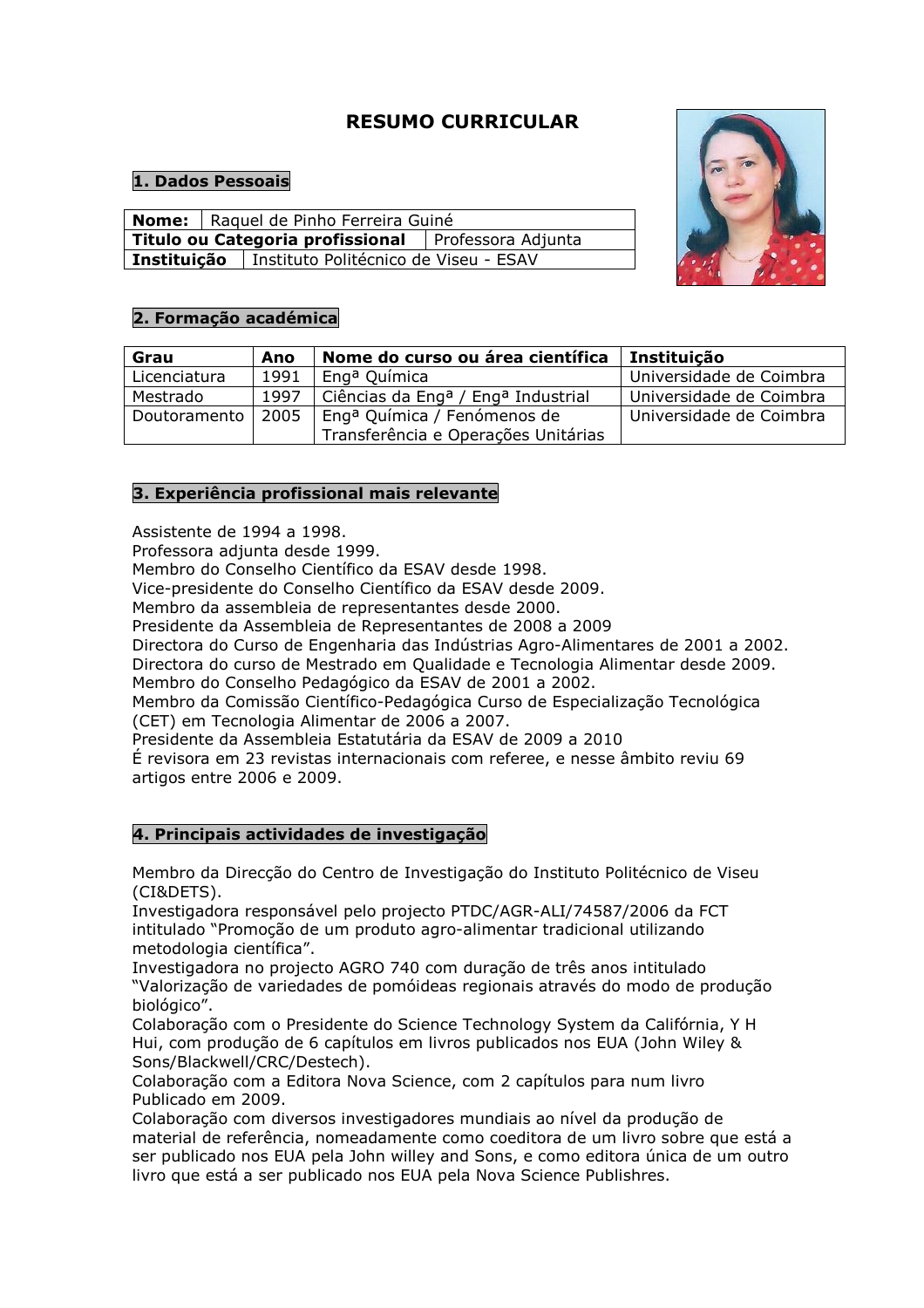# RESUMO CURRICULAR

## 1. Dados Pessoais

| **Nome:** | Raquel de Pinho Ferreira Guiné |
|---|---|
| **Titulo ou Categoria profissional** | Professora Adjunta |
| **Instituição** | Instituto Politécnico de Viseu - ESAV |

## 2. Formação académica

| Grau | Ano | Nome do curso ou área científica | Instituição |
|---|---|---|---|
| Licenciatura | 1991 | Engª Química | Universidade de Coimbra |
| Mestrado | 1997 | Ciências da Engª / Engª Industrial | Universidade de Coimbra |
| Doutoramento | 2005 | Engª Química / Fenómenos de Transferência e Operações Unitárias | Universidade de Coimbra |

## 3. Experiência profissional mais relevante

Assistente de 1994 a 1998.
Professora adjunta desde 1999.
Membro do Conselho Científico da ESAV desde 1998.
Vice-presidente do Conselho Científico da ESAV desde 2009.
Membro da assembleia de representantes desde 2000.
Presidente da Assembleia de Representantes de 2008 a 2009
Directora do Curso de Engenharia das Indústrias Agro-Alimentares de 2001 a 2002.
Directora do curso de Mestrado em Qualidade e Tecnologia Alimentar desde 2009.
Membro do Conselho Pedagógico da ESAV de 2001 a 2002.
Membro da Comissão Científico-Pedagógica Curso de Especialização Tecnológica (CET) em Tecnologia Alimentar de 2006 a 2007.
Presidente da Assembleia Estatutária da ESAV de 2009 a 2010
É revisora em 23 revistas internacionais com referee, e nesse âmbito reviu 69 artigos entre 2006 e 2009.

## 4. Principais actividades de investigação

Membro da Direcção do Centro de Investigação do Instituto Politécnico de Viseu (CI&DETS).
Investigadora responsável pelo projecto PTDC/AGR-ALI/74587/2006 da FCT intitulado "Promoção de um produto agro-alimentar tradicional utilizando metodologia científica".
Investigadora no projecto AGRO 740 com duração de três anos intitulado "Valorização de variedades de pomóideas regionais através do modo de produção biológico".
Colaboração com o Presidente do Science Technology System da Califórnia, Y H Hui, com produção de 6 capítulos em livros publicados nos EUA (John Wiley & Sons/Blackwell/CRC/Destech).
Colaboração com a Editora Nova Science, com 2 capítulos para num livro Publicado em 2009.
Colaboração com diversos investigadores mundiais ao nível da produção de material de referência, nomeadamente como coeditora de um livro sobre que está a ser publicado nos EUA pela John willey and Sons, e como editora única de um outro livro que está a ser publicado nos EUA pela Nova Science Publishres.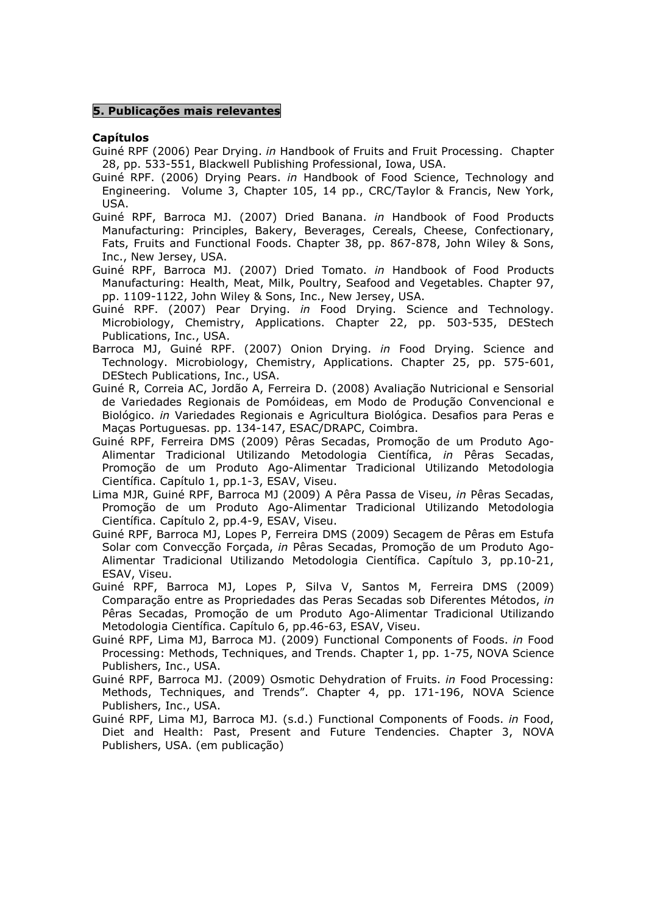## 5. Publicações mais relevantes

**Capítulos**

Guiné RPF (2006) Pear Drying. *in* Handbook of Fruits and Fruit Processing. Chapter 28, pp. 533-551, Blackwell Publishing Professional, Iowa, USA.

Guiné RPF. (2006) Drying Pears. *in* Handbook of Food Science, Technology and Engineering. Volume 3, Chapter 105, 14 pp., CRC/Taylor & Francis, New York, USA.

Guiné RPF, Barroca MJ. (2007) Dried Banana. *in* Handbook of Food Products Manufacturing: Principles, Bakery, Beverages, Cereals, Cheese, Confectionary, Fats, Fruits and Functional Foods. Chapter 38, pp. 867-878, John Wiley & Sons, Inc., New Jersey, USA.

Guiné RPF, Barroca MJ. (2007) Dried Tomato. *in* Handbook of Food Products Manufacturing: Health, Meat, Milk, Poultry, Seafood and Vegetables. Chapter 97, pp. 1109-1122, John Wiley & Sons, Inc., New Jersey, USA.

Guiné RPF. (2007) Pear Drying. *in* Food Drying. Science and Technology. Microbiology, Chemistry, Applications. Chapter 22, pp. 503-535, DEStech Publications, Inc., USA.

Barroca MJ, Guiné RPF. (2007) Onion Drying. *in* Food Drying. Science and Technology. Microbiology, Chemistry, Applications. Chapter 25, pp. 575-601, DEStech Publications, Inc., USA.

Guiné R, Correia AC, Jordão A, Ferreira D. (2008) Avaliação Nutricional e Sensorial de Variedades Regionais de Pomóideas, em Modo de Produção Convencional e Biológico. *in* Variedades Regionais e Agricultura Biológica. Desafios para Peras e Maças Portuguesas. pp. 134-147, ESAC/DRAPC, Coimbra.

Guiné RPF, Ferreira DMS (2009) Pêras Secadas, Promoção de um Produto Ago-Alimentar Tradicional Utilizando Metodologia Científica, *in* Pêras Secadas, Promoção de um Produto Ago-Alimentar Tradicional Utilizando Metodologia Científica. Capítulo 1, pp.1-3, ESAV, Viseu.

Lima MJR, Guiné RPF, Barroca MJ (2009) A Pêra Passa de Viseu, *in* Pêras Secadas, Promoção de um Produto Ago-Alimentar Tradicional Utilizando Metodologia Científica. Capítulo 2, pp.4-9, ESAV, Viseu.

Guiné RPF, Barroca MJ, Lopes P, Ferreira DMS (2009) Secagem de Pêras em Estufa Solar com Convecção Forçada, *in* Pêras Secadas, Promoção de um Produto Ago-Alimentar Tradicional Utilizando Metodologia Científica. Capítulo 3, pp.10-21, ESAV, Viseu.

Guiné RPF, Barroca MJ, Lopes P, Silva V, Santos M, Ferreira DMS (2009) Comparação entre as Propriedades das Peras Secadas sob Diferentes Métodos, *in* Pêras Secadas, Promoção de um Produto Ago-Alimentar Tradicional Utilizando Metodologia Científica. Capítulo 6, pp.46-63, ESAV, Viseu.

Guiné RPF, Lima MJ, Barroca MJ. (2009) Functional Components of Foods. *in* Food Processing: Methods, Techniques, and Trends. Chapter 1, pp. 1-75, NOVA Science Publishers, Inc., USA.

Guiné RPF, Barroca MJ. (2009) Osmotic Dehydration of Fruits. *in* Food Processing: Methods, Techniques, and Trends". Chapter 4, pp. 171-196, NOVA Science Publishers, Inc., USA.

Guiné RPF, Lima MJ, Barroca MJ. (s.d.) Functional Components of Foods. *in* Food, Diet and Health: Past, Present and Future Tendencies. Chapter 3, NOVA Publishers, USA. (em publicação)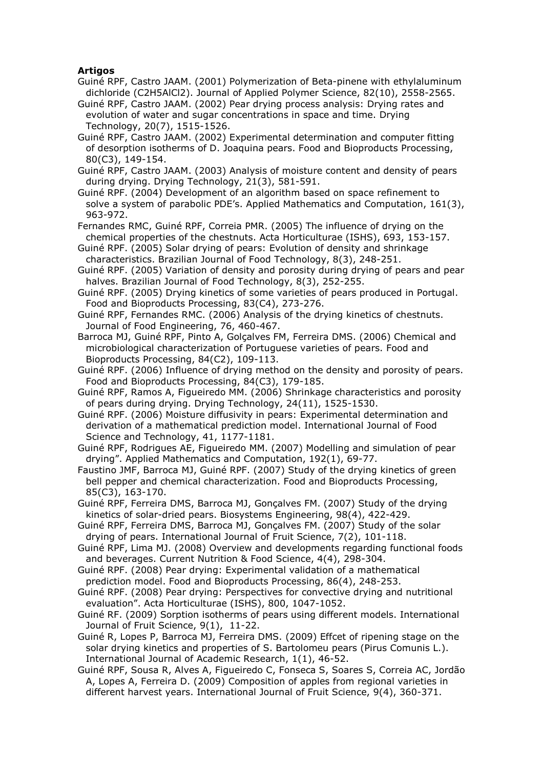**Artigos**

Guiné RPF, Castro JAAM. (2001) Polymerization of Beta-pinene with ethylaluminum dichloride ($C_2H_5AlCl_2$). Journal of Applied Polymer Science, 82(10), 2558-2565.

Guiné RPF, Castro JAAM. (2002) Pear drying process analysis: Drying rates and evolution of water and sugar concentrations in space and time. Drying Technology, 20(7), 1515-1526.

Guiné RPF, Castro JAAM. (2002) Experimental determination and computer fitting of desorption isotherms of D. Joaquina pears. Food and Bioproducts Processing, 80(C3), 149-154.

Guiné RPF, Castro JAAM. (2003) Analysis of moisture content and density of pears during drying. Drying Technology, 21(3), 581-591.

Guiné RPF. (2004) Development of an algorithm based on space refinement to solve a system of parabolic PDE's. Applied Mathematics and Computation, 161(3), 963-972.

Fernandes RMC, Guiné RPF, Correia PMR. (2005) The influence of drying on the chemical properties of the chestnuts. Acta Horticulturae (ISHS), 693, 153-157.

Guiné RPF. (2005) Solar drying of pears: Evolution of density and shrinkage characteristics. Brazilian Journal of Food Technology, 8(3), 248-251.

Guiné RPF. (2005) Variation of density and porosity during drying of pears and pear halves. Brazilian Journal of Food Technology, 8(3), 252-255.

Guiné RPF. (2005) Drying kinetics of some varieties of pears produced in Portugal. Food and Bioproducts Processing, 83(C4), 273-276.

Guiné RPF, Fernandes RMC. (2006) Analysis of the drying kinetics of chestnuts. Journal of Food Engineering, 76, 460-467.

Barroca MJ, Guiné RPF, Pinto A, Golçalves FM, Ferreira DMS. (2006) Chemical and microbiological characterization of Portuguese varieties of pears. Food and Bioproducts Processing, 84(C2), 109-113.

Guiné RPF. (2006) Influence of drying method on the density and porosity of pears. Food and Bioproducts Processing, 84(C3), 179-185.

Guiné RPF, Ramos A, Figueiredo MM. (2006) Shrinkage characteristics and porosity of pears during drying. Drying Technology, 24(11), 1525-1530.

Guiné RPF. (2006) Moisture diffusivity in pears: Experimental determination and derivation of a mathematical prediction model. International Journal of Food Science and Technology, 41, 1177-1181.

Guiné RPF, Rodrigues AE, Figueiredo MM. (2007) Modelling and simulation of pear drying". Applied Mathematics and Computation, 192(1), 69-77.

Faustino JMF, Barroca MJ, Guiné RPF. (2007) Study of the drying kinetics of green bell pepper and chemical characterization. Food and Bioproducts Processing, 85(C3), 163-170.

Guiné RPF, Ferreira DMS, Barroca MJ, Gonçalves FM. (2007) Study of the drying kinetics of solar-dried pears. Biosystems Engineering, 98(4), 422-429.

Guiné RPF, Ferreira DMS, Barroca MJ, Gonçalves FM. (2007) Study of the solar drying of pears. International Journal of Fruit Science, 7(2), 101-118.

Guiné RPF, Lima MJ. (2008) Overview and developments regarding functional foods and beverages. Current Nutrition & Food Science, 4(4), 298-304.

Guiné RPF. (2008) Pear drying: Experimental validation of a mathematical prediction model. Food and Bioproducts Processing, 86(4), 248-253.

Guiné RPF. (2008) Pear drying: Perspectives for convective drying and nutritional evaluation". Acta Horticulturae (ISHS), 800, 1047-1052.

Guiné RF. (2009) Sorption isotherms of pears using different models. International Journal of Fruit Science, 9(1), 11-22.

Guiné R, Lopes P, Barroca MJ, Ferreira DMS. (2009) Effcet of ripening stage on the solar drying kinetics and properties of S. Bartolomeu pears (Pirus Comunis L.). International Journal of Academic Research, 1(1), 46-52.

Guiné RPF, Sousa R, Alves A, Figueiredo C, Fonseca S, Soares S, Correia AC, Jordão A, Lopes A, Ferreira D. (2009) Composition of apples from regional varieties in different harvest years. International Journal of Fruit Science, 9(4), 360-371.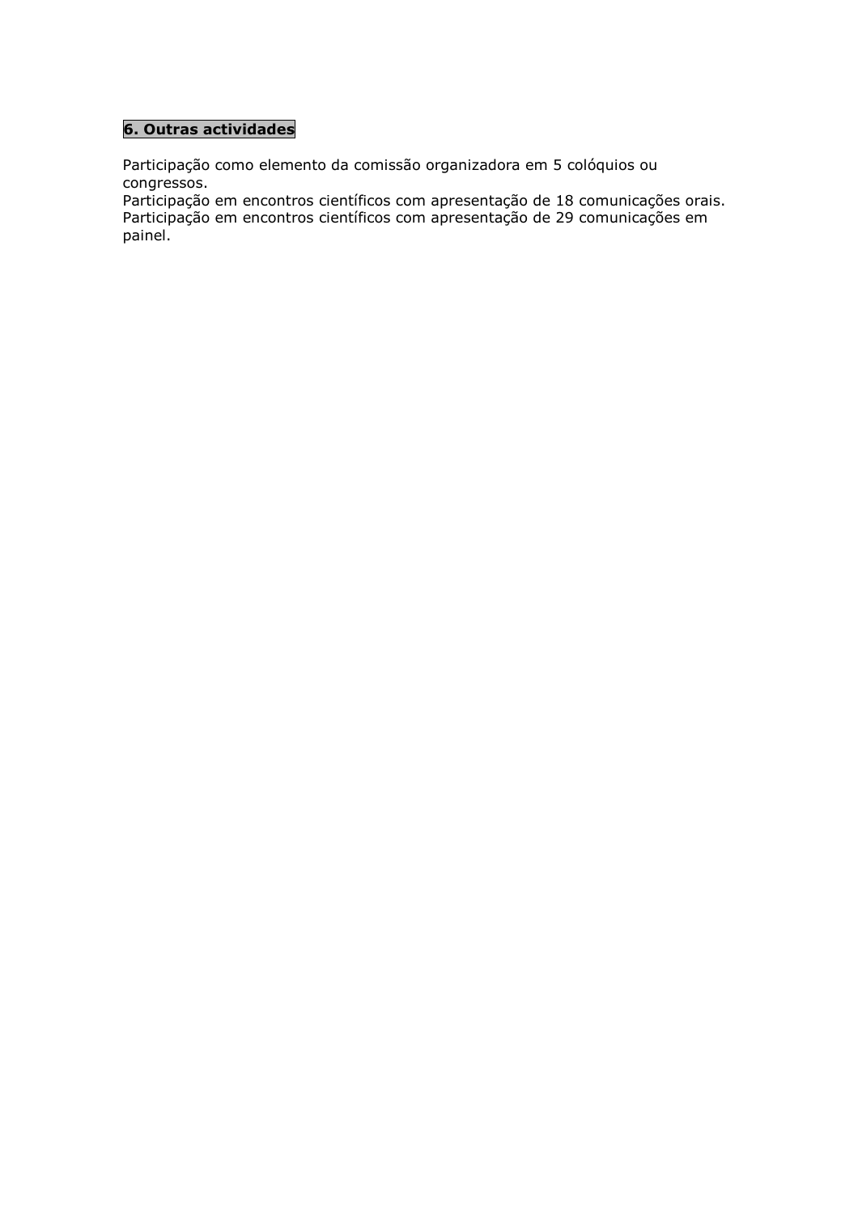## 6. Outras actividades

Participação como elemento da comissão organizadora em 5 colóquios ou congressos.
Participação em encontros científicos com apresentação de 18 comunicações orais.
Participação em encontros científicos com apresentação de 29 comunicações em painel.